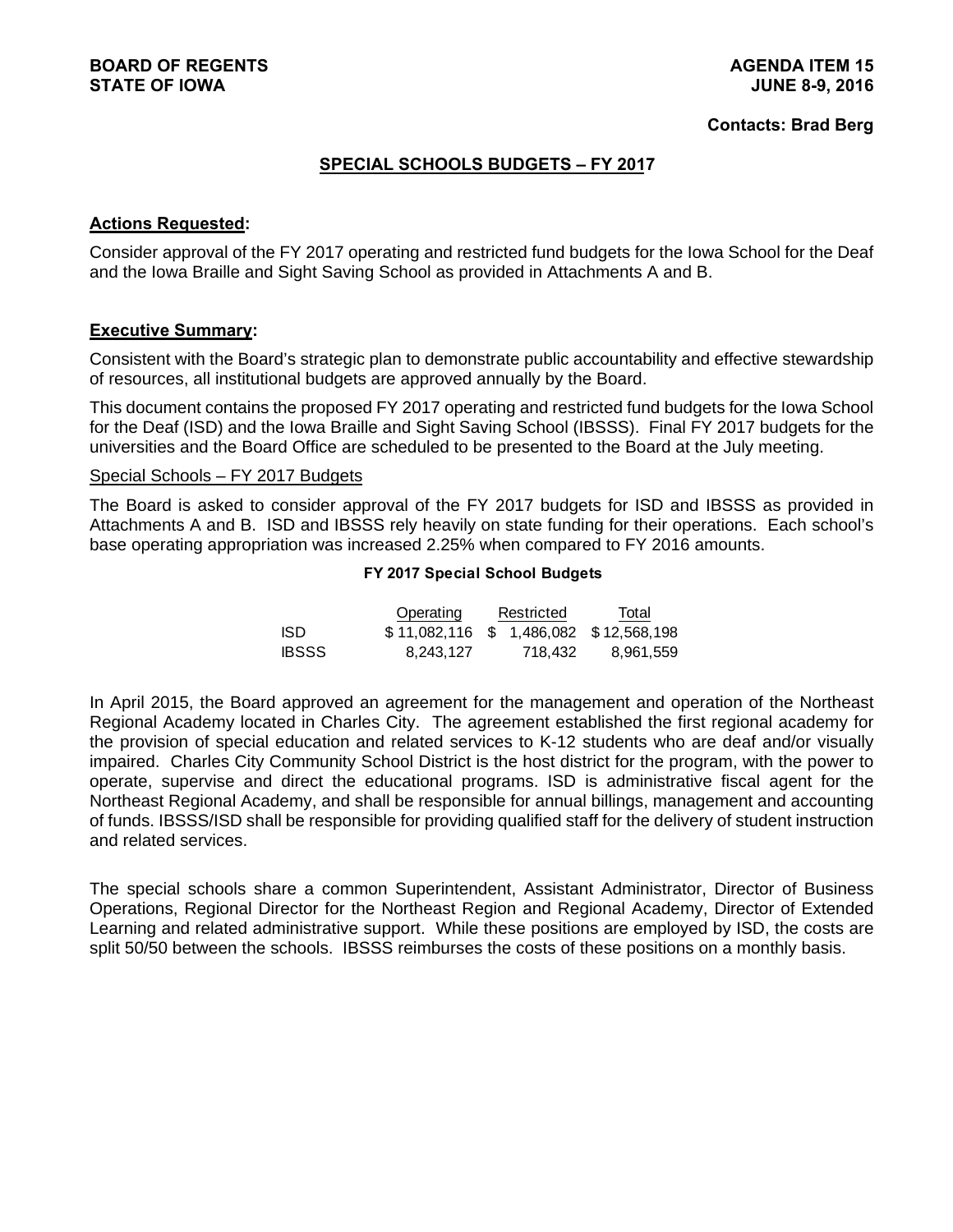BOARD OF REGENTS
STATE OF IOWA

AGENDA ITEM 15
JUNE 8-9, 2016

**Contacts: Brad Berg**

## SPECIAL SCHOOLS BUDGETS – FY 2017

**Actions Requested:**

Consider approval of the FY 2017 operating and restricted fund budgets for the Iowa School for the Deaf and the Iowa Braille and Sight Saving School as provided in Attachments A and B.

**Executive Summary:**

Consistent with the Board's strategic plan to demonstrate public accountability and effective stewardship of resources, all institutional budgets are approved annually by the Board.

This document contains the proposed FY 2017 operating and restricted fund budgets for the Iowa School for the Deaf (ISD) and the Iowa Braille and Sight Saving School (IBSSS). Final FY 2017 budgets for the universities and the Board Office are scheduled to be presented to the Board at the July meeting.

Special Schools – FY 2017 Budgets

The Board is asked to consider approval of the FY 2017 budgets for ISD and IBSSS as provided in Attachments A and B. ISD and IBSSS rely heavily on state funding for their operations. Each school's base operating appropriation was increased 2.25% when compared to FY 2016 amounts.

**FY 2017 Special School Budgets**

| | Operating | Restricted | Total |
|---|---|---|---|
| ISD | $ 11,082,116 | $ 1,486,082 | $ 12,568,198 |
| IBSSS | 8,243,127 | 718,432 | 8,961,559 |

In April 2015, the Board approved an agreement for the management and operation of the Northeast Regional Academy located in Charles City. The agreement established the first regional academy for the provision of special education and related services to K-12 students who are deaf and/or visually impaired. Charles City Community School District is the host district for the program, with the power to operate, supervise and direct the educational programs. ISD is administrative fiscal agent for the Northeast Regional Academy, and shall be responsible for annual billings, management and accounting of funds. IBSSS/ISD shall be responsible for providing qualified staff for the delivery of student instruction and related services.

The special schools share a common Superintendent, Assistant Administrator, Director of Business Operations, Regional Director for the Northeast Region and Regional Academy, Director of Extended Learning and related administrative support. While these positions are employed by ISD, the costs are split 50/50 between the schools. IBSSS reimburses the costs of these positions on a monthly basis.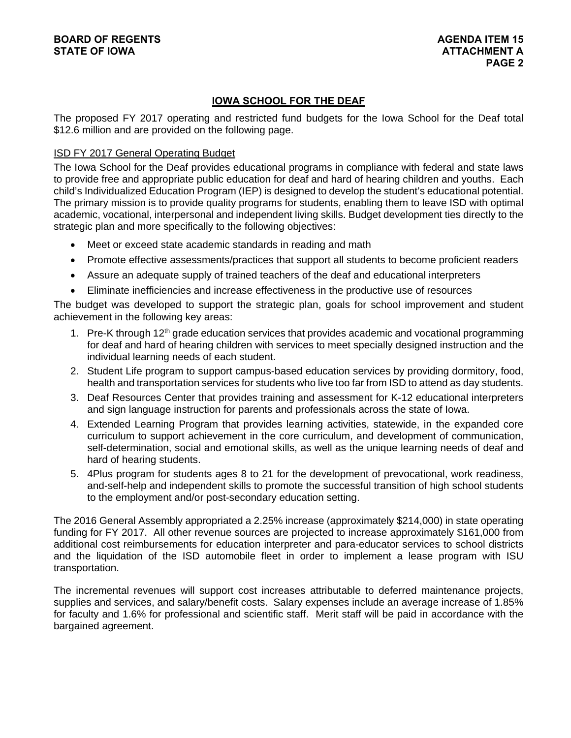## IOWA SCHOOL FOR THE DEAF

The proposed FY 2017 operating and restricted fund budgets for the Iowa School for the Deaf total $12.6 million and are provided on the following page.

### ISD FY 2017 General Operating Budget

The Iowa School for the Deaf provides educational programs in compliance with federal and state laws to provide free and appropriate public education for deaf and hard of hearing children and youths. Each child's Individualized Education Program (IEP) is designed to develop the student's educational potential. The primary mission is to provide quality programs for students, enabling them to leave ISD with optimal academic, vocational, interpersonal and independent living skills. Budget development ties directly to the strategic plan and more specifically to the following objectives:

- Meet or exceed state academic standards in reading and math
- Promote effective assessments/practices that support all students to become proficient readers
- Assure an adequate supply of trained teachers of the deaf and educational interpreters
- Eliminate inefficiencies and increase effectiveness in the productive use of resources

The budget was developed to support the strategic plan, goals for school improvement and student achievement in the following key areas:

1. Pre-K through 12th grade education services that provides academic and vocational programming for deaf and hard of hearing children with services to meet specially designed instruction and the individual learning needs of each student.
2. Student Life program to support campus-based education services by providing dormitory, food, health and transportation services for students who live too far from ISD to attend as day students.
3. Deaf Resources Center that provides training and assessment for K-12 educational interpreters and sign language instruction for parents and professionals across the state of Iowa.
4. Extended Learning Program that provides learning activities, statewide, in the expanded core curriculum to support achievement in the core curriculum, and development of communication, self-determination, social and emotional skills, as well as the unique learning needs of deaf and hard of hearing students.
5. 4Plus program for students ages 8 to 21 for the development of prevocational, work readiness, and-self-help and independent skills to promote the successful transition of high school students to the employment and/or post-secondary education setting.

The 2016 General Assembly appropriated a 2.25% increase (approximately $214,000) in state operating funding for FY 2017. All other revenue sources are projected to increase approximately $161,000 from additional cost reimbursements for education interpreter and para-educator services to school districts and the liquidation of the ISD automobile fleet in order to implement a lease program with ISU transportation.

The incremental revenues will support cost increases attributable to deferred maintenance projects, supplies and services, and salary/benefit costs. Salary expenses include an average increase of 1.85% for faculty and 1.6% for professional and scientific staff. Merit staff will be paid in accordance with the bargained agreement.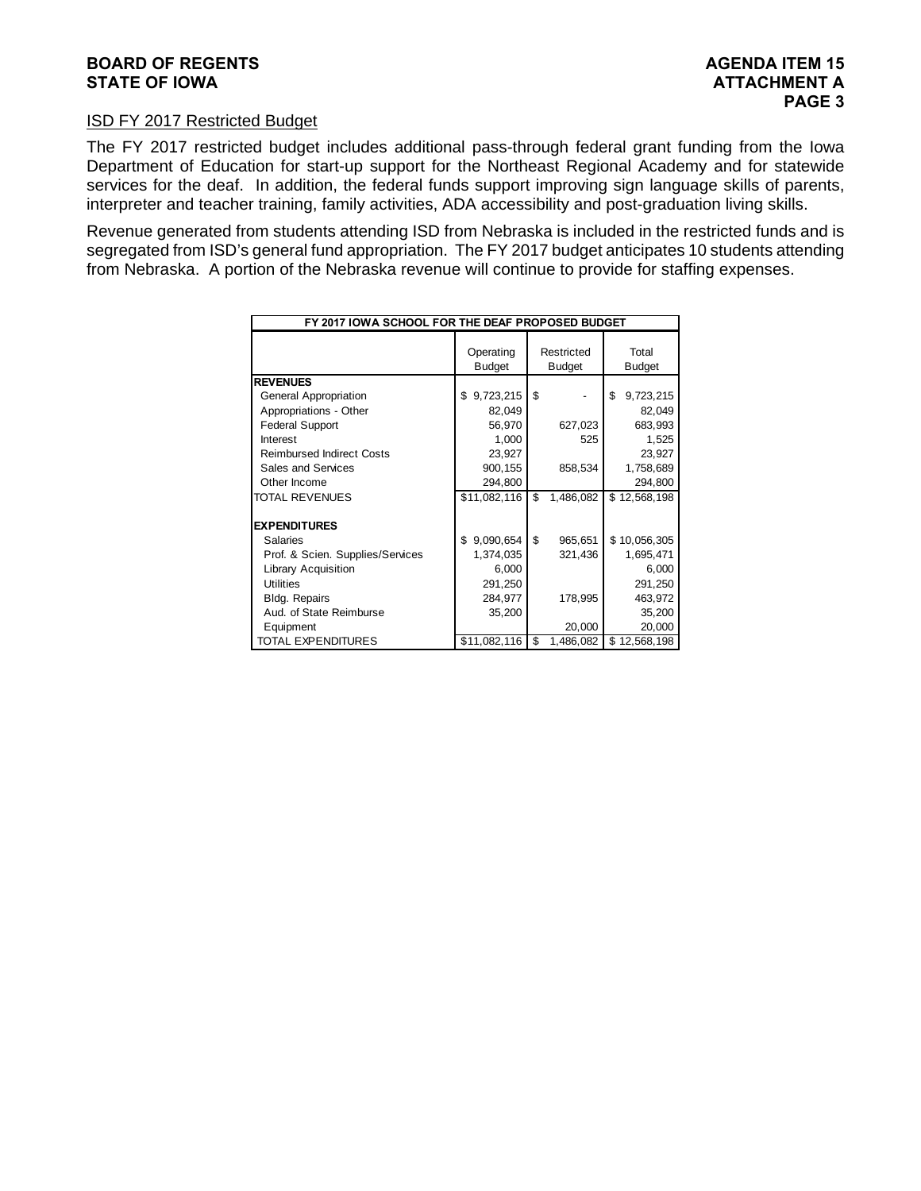ISD FY 2017 Restricted Budget

The FY 2017 restricted budget includes additional pass-through federal grant funding from the Iowa Department of Education for start-up support for the Northeast Regional Academy and for statewide services for the deaf. In addition, the federal funds support improving sign language skills of parents, interpreter and teacher training, family activities, ADA accessibility and post-graduation living skills.

Revenue generated from students attending ISD from Nebraska is included in the restricted funds and is segregated from ISD's general fund appropriation. The FY 2017 budget anticipates 10 students attending from Nebraska. A portion of the Nebraska revenue will continue to provide for staffing expenses.

| FY 2017 IOWA SCHOOL FOR THE DEAF PROPOSED BUDGET | | | |
|---|---|---|---|
| | Operating Budget | Restricted Budget | Total Budget |
| **REVENUES** | | | |
| General Appropriation | $ 9,723,215 | $ - | $ 9,723,215 |
| Appropriations - Other | 82,049 | | 82,049 |
| Federal Support | 56,970 | 627,023 | 683,993 |
| Interest | 1,000 | 525 | 1,525 |
| Reimbursed Indirect Costs | 23,927 | | 23,927 |
| Sales and Services | 900,155 | 858,534 | 1,758,689 |
| Other Income | 294,800 | | 294,800 |
| TOTAL REVENUES | $11,082,116 | $ 1,486,082 | $ 12,568,198 |
| **EXPENDITURES** | | | |
| Salaries | $ 9,090,654 | $ 965,651 | $ 10,056,305 |
| Prof. & Scien. Supplies/Services | 1,374,035 | 321,436 | 1,695,471 |
| Library Acquisition | 6,000 | | 6,000 |
| Utilities | 291,250 | | 291,250 |
| Bldg. Repairs | 284,977 | 178,995 | 463,972 |
| Aud. of State Reimburse | 35,200 | | 35,200 |
| Equipment | | 20,000 | 20,000 |
| TOTAL EXPENDITURES | $11,082,116 | $ 1,486,082 | $ 12,568,198 |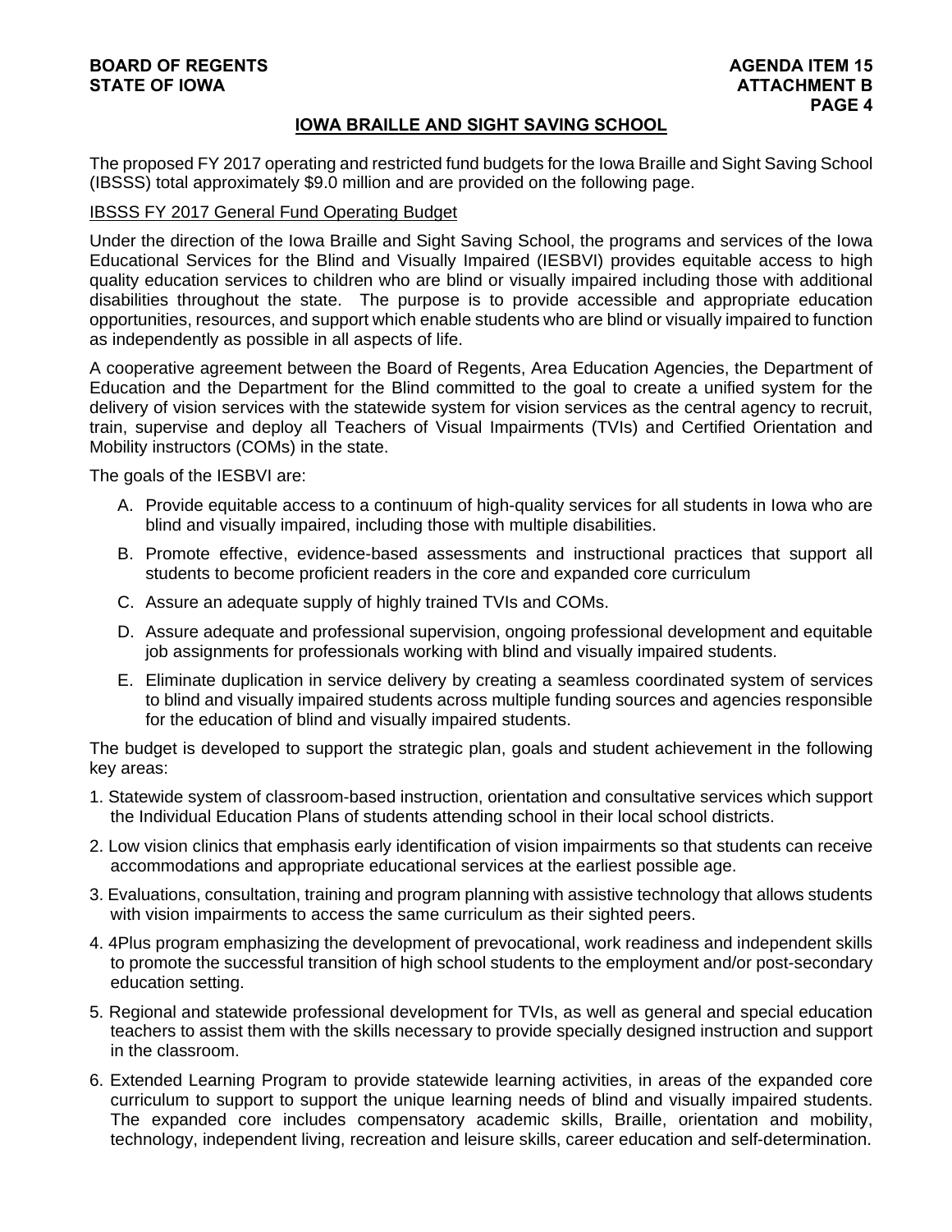## IOWA BRAILLE AND SIGHT SAVING SCHOOL

The proposed FY 2017 operating and restricted fund budgets for the Iowa Braille and Sight Saving School (IBSSS) total approximately $9.0 million and are provided on the following page.

IBSSS FY 2017 General Fund Operating Budget

Under the direction of the Iowa Braille and Sight Saving School, the programs and services of the Iowa Educational Services for the Blind and Visually Impaired (IESBVI) provides equitable access to high quality education services to children who are blind or visually impaired including those with additional disabilities throughout the state. The purpose is to provide accessible and appropriate education opportunities, resources, and support which enable students who are blind or visually impaired to function as independently as possible in all aspects of life.

A cooperative agreement between the Board of Regents, Area Education Agencies, the Department of Education and the Department for the Blind committed to the goal to create a unified system for the delivery of vision services with the statewide system for vision services as the central agency to recruit, train, supervise and deploy all Teachers of Visual Impairments (TVIs) and Certified Orientation and Mobility instructors (COMs) in the state.

The goals of the IESBVI are:

A. Provide equitable access to a continuum of high-quality services for all students in Iowa who are blind and visually impaired, including those with multiple disabilities.

B. Promote effective, evidence-based assessments and instructional practices that support all students to become proficient readers in the core and expanded core curriculum

C. Assure an adequate supply of highly trained TVIs and COMs.

D. Assure adequate and professional supervision, ongoing professional development and equitable job assignments for professionals working with blind and visually impaired students.

E. Eliminate duplication in service delivery by creating a seamless coordinated system of services to blind and visually impaired students across multiple funding sources and agencies responsible for the education of blind and visually impaired students.

The budget is developed to support the strategic plan, goals and student achievement in the following key areas:

1. Statewide system of classroom-based instruction, orientation and consultative services which support the Individual Education Plans of students attending school in their local school districts.
2. Low vision clinics that emphasis early identification of vision impairments so that students can receive accommodations and appropriate educational services at the earliest possible age.
3. Evaluations, consultation, training and program planning with assistive technology that allows students with vision impairments to access the same curriculum as their sighted peers.
4. 4Plus program emphasizing the development of prevocational, work readiness and independent skills to promote the successful transition of high school students to the employment and/or post-secondary education setting.
5. Regional and statewide professional development for TVIs, as well as general and special education teachers to assist them with the skills necessary to provide specially designed instruction and support in the classroom.
6. Extended Learning Program to provide statewide learning activities, in areas of the expanded core curriculum to support to support the unique learning needs of blind and visually impaired students. The expanded core includes compensatory academic skills, Braille, orientation and mobility, technology, independent living, recreation and leisure skills, career education and self-determination.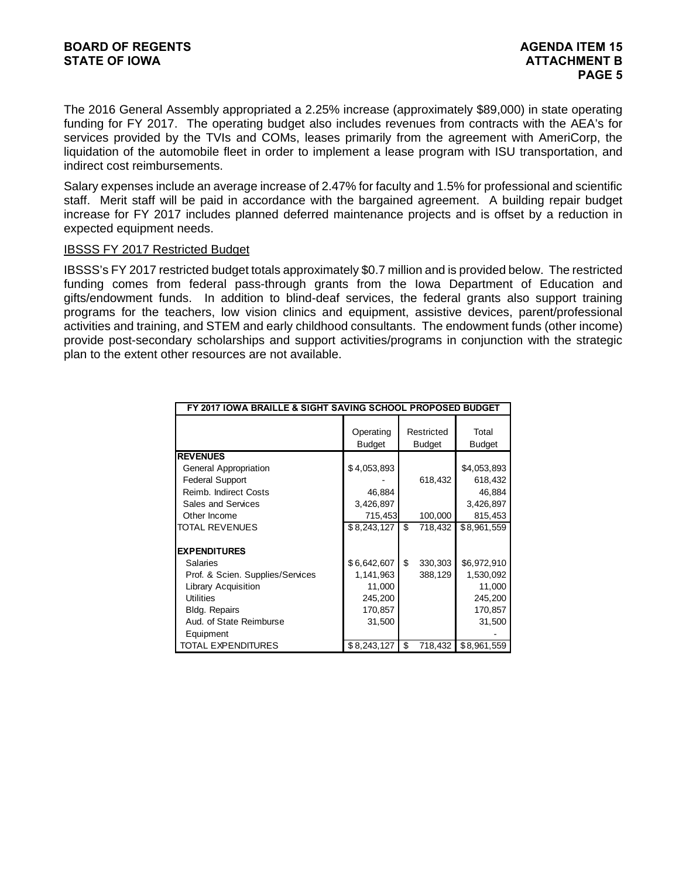The 2016 General Assembly appropriated a 2.25% increase (approximately $89,000) in state operating funding for FY 2017. The operating budget also includes revenues from contracts with the AEA's for services provided by the TVIs and COMs, leases primarily from the agreement with AmeriCorp, the liquidation of the automobile fleet in order to implement a lease program with ISU transportation, and indirect cost reimbursements.

Salary expenses include an average increase of 2.47% for faculty and 1.5% for professional and scientific staff. Merit staff will be paid in accordance with the bargained agreement. A building repair budget increase for FY 2017 includes planned deferred maintenance projects and is offset by a reduction in expected equipment needs.

IBSSS FY 2017 Restricted Budget

IBSSS's FY 2017 restricted budget totals approximately $0.7 million and is provided below. The restricted funding comes from federal pass-through grants from the Iowa Department of Education and gifts/endowment funds. In addition to blind-deaf services, the federal grants also support training programs for the teachers, low vision clinics and equipment, assistive devices, parent/professional activities and training, and STEM and early childhood consultants. The endowment funds (other income) provide post-secondary scholarships and support activities/programs in conjunction with the strategic plan to the extent other resources are not available.

**FY 2017 IOWA BRAILLE & SIGHT SAVING SCHOOL PROPOSED BUDGET**

| | Operating Budget | Restricted Budget | Total Budget |
|---|---|---|---|
| **REVENUES** | | | |
| General Appropriation | $ 4,053,893 | | $4,053,893 |
| Federal Support | - | 618,432 | 618,432 |
| Reimb. Indirect Costs | 46,884 | | 46,884 |
| Sales and Services | 3,426,897 | | 3,426,897 |
| Other Income | 715,453 | 100,000 | 815,453 |
| TOTAL REVENUES | $ 8,243,127 | $ 718,432 | $ 8,961,559 |
| | | | |
| **EXPENDITURES** | | | |
| Salaries | $ 6,642,607 | $ 330,303 | $6,972,910 |
| Prof. & Scien. Supplies/Services | 1,141,963 | 388,129 | 1,530,092 |
| Library Acquisition | 11,000 | | 11,000 |
| Utilities | 245,200 | | 245,200 |
| Bldg. Repairs | 170,857 | | 170,857 |
| Aud. of State Reimburse | 31,500 | | 31,500 |
| Equipment | | | - |
| TOTAL EXPENDITURES | $ 8,243,127 | $ 718,432 | $ 8,961,559 |